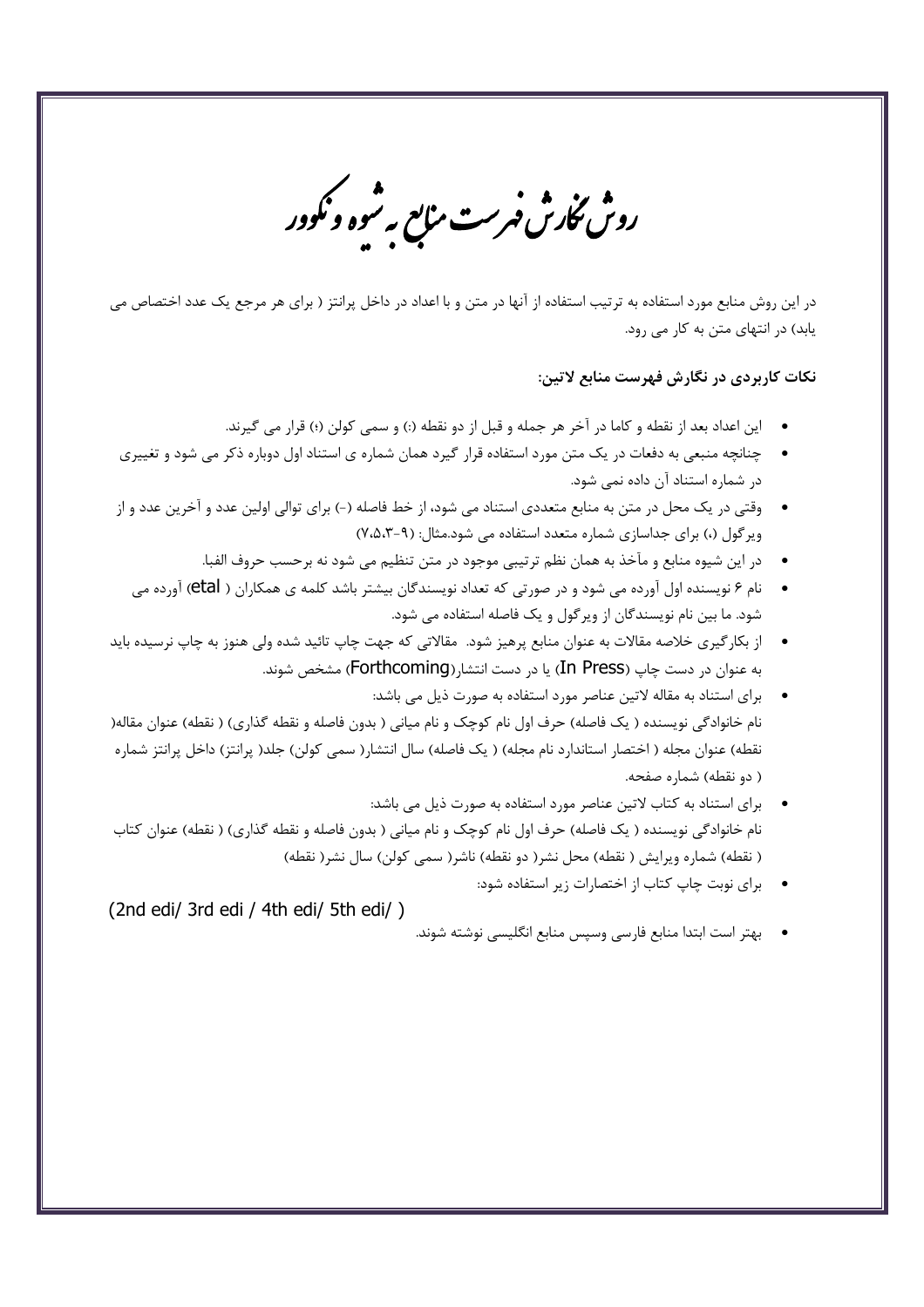# روش نگارش فهرست منابع به شیوه ونکوور

در این روش منابع مورد استفاده به ترتیب استفاده از آنها در متن و با اعداد در داخل پرانتز ( برای هر مرجع یک عدد اختصاص می یابد) در انتهای متن به کار می رود.

**نکات کاربردی در نگارش فهرست منابع لاتین:**

- این اعداد بعد از نقطه و کاما در آخر هر جمله و قبل از دو نقطه (:) و سمی کولن (؛) قرار می گیرند.
- چنانچه منبعی به دفعات در یک متن مورد استفاده قرار گیرد همان شماره ی استناد اول دوباره ذکر می شود و تغییری در شماره استناد آن داده نمی شود.
- وقتی در یک محل در متن به منابع متعددی استناد می شود، از خط فاصله (-) برای توالی اولین عدد و آخرین عدد و از ویرگول (،) برای جداسازی شماره متعدد استفاده می شود.مثال: (۹-۷،۵،۳)
- در این شیوه منابع و مآخذ به همان نظم ترتیبی موجود در متن تنظیم می شود نه برحسب حروف الفبا.
- نام ۶ نویسنده اول آورده می شود و در صورتی که تعداد نویسندگان بیشتر باشد کلمه ی همکاران ( etal) آورده می شود. ما بین نام نویسندگان از ویرگول و یک فاصله استفاده می شود.
- از بکارگیری خلاصه مقالات به عنوان منابع پرهیز شود. مقالاتی که جهت چاپ تائید شده ولی هنوز به چاپ نرسیده باید به عنوان در دست چاپ (In Press) یا در دست انتشار(Forthcoming) مشخص شوند.
- برای استناد به مقاله لاتین عناصر مورد استفاده به صورت ذیل می باشد:

نام خانوادگی نویسنده ( یک فاصله) حرف اول نام کوچک و نام میانی ( بدون فاصله و نقطه گذاری) ( نقطه) عنوان مقاله( نقطه) عنوان مجله ( اختصار استاندارد نام مجله) ( یک فاصله) سال انتشار( سمی کولن) جلد( پرانتز) داخل پرانتز شماره ( دو نقطه) شماره صفحه.

- برای استناد به کتاب لاتین عناصر مورد استفاده به صورت ذیل می باشد:

نام خانوادگی نویسنده ( یک فاصله) حرف اول نام کوچک و نام میانی ( بدون فاصله و نقطه گذاری) ( نقطه) عنوان کتاب ( نقطه) شماره ویرایش ( نقطه) محل نشر( دو نقطه) ناشر( سمی کولن) سال نشر( نقطه)

- برای نوبت چاپ کتاب از اختصارات زیر استفاده شود:

(2nd edi/ 3rd edi / 4th edi/ 5th edi/ )

- بهتر است ابتدا منابع فارسی وسپس منابع انگلیسی نوشته شوند.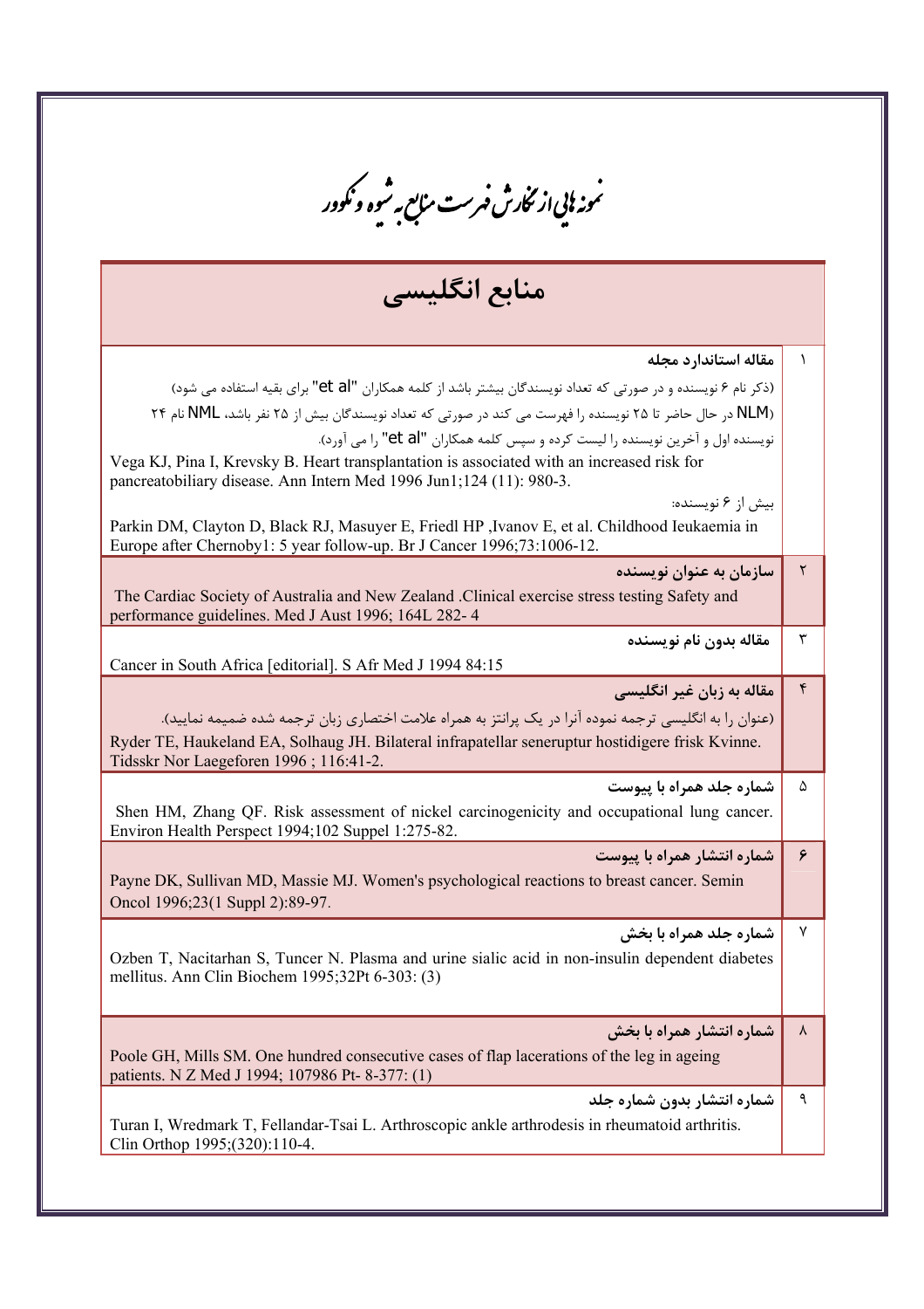# نمونه هایی از نگارش فهرست منابع به شیوه ونکوور

## منابع انگلیسی

| | |
|---|---|
| ۱ | **مقاله استاندارد مجله**<br>(ذکر نام ۶ نویسنده و در صورتی که تعداد نویسندگان بیشتر باشد از کلمه همکاران "et al" برای بقیه استفاده می شود)<br>(NLM در حال حاضر تا ۲۵ نویسنده را فهرست می کند در صورتی که تعداد نویسندگان بیش از ۲۵ نفر باشد، NML نام ۲۴ نویسنده اول و آخرین نویسنده را لیست کرده و سپس کلمه همکاران "et al" را می آورد).<br>Vega KJ, Pina I, Krevsky B. Heart transplantation is associated with an increased risk for pancreatobiliary disease. Ann Intern Med 1996 Jun1;124 (11): 980-3.<br>بیش از ۶ نویسنده:<br>Parkin DM, Clayton D, Black RJ, Masuyer E, Friedl HP ,Ivanov E, et al. Childhood Ieukaemia in Europe after Chernoby1: 5 year follow-up. Br J Cancer 1996;73:1006-12. |
| ۲ | **سازمان به عنوان نویسنده**<br>The Cardiac Society of Australia and New Zealand .Clinical exercise stress testing Safety and performance guidelines. Med J Aust 1996; 164L 282- 4 |
| ۳ | **مقاله بدون نام نویسنده**<br>Cancer in South Africa [editorial]. S Afr Med J 1994 84:15 |
| ۴ | **مقاله به زبان غیر انگلیسی**<br>(عنوان را به انگلیسی ترجمه نموده آنرا در یک پرانتز به همراه علامت اختصاری زبان ترجمه شده ضمیمه نمایید).<br>Ryder TE, Haukeland EA, Solhaug JH. Bilateral infrapatellar seneruptur hostidigere frisk Kvinne. Tidsskr Nor Laegeforen 1996 ; 116:41-2. |
| ۵ | **شماره جلد همراه با پیوست**<br>Shen HM, Zhang QF. Risk assessment of nickel carcinogenicity and occupational lung cancer. Environ Health Perspect 1994;102 Suppel 1:275-82. |
| ۶ | **شماره انتشار همراه با پیوست**<br>Payne DK, Sullivan MD, Massie MJ. Women's psychological reactions to breast cancer. Semin Oncol 1996;23(1 Suppl 2):89-97. |
| ۷ | **شماره جلد همراه با بخش**<br>Ozben T, Nacitarhan S, Tuncer N. Plasma and urine sialic acid in non-insulin dependent diabetes mellitus. Ann Clin Biochem 1995;32Pt 6-303: (3) |
| ۸ | **شماره انتشار همراه با بخش**<br>Poole GH, Mills SM. One hundred consecutive cases of flap lacerations of the leg in ageing patients. N Z Med J 1994; 107986 Pt- 8-377: (1) |
| ۹ | **شماره انتشار بدون شماره جلد**<br>Turan I, Wredmark T, Fellandar-Tsai L. Arthroscopic ankle arthrodesis in rheumatoid arthritis. Clin Orthop 1995;(320):110-4. |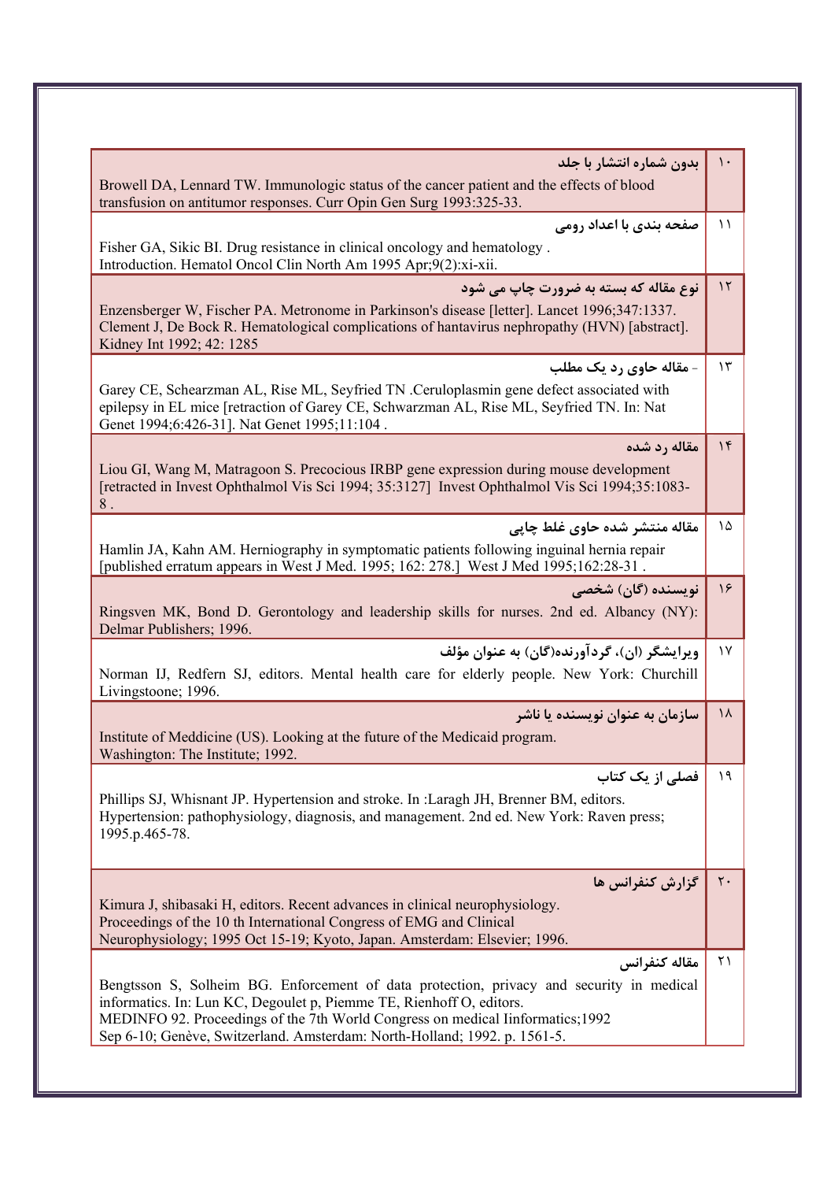| | |
|---|---|
| ۱۰ | **بدون شماره انتشار با جلد**<br>Browell DA, Lennard TW. Immunologic status of the cancer patient and the effects of blood transfusion on antitumor responses. Curr Opin Gen Surg 1993:325-33. |
| ۱۱ | **صفحه بندی با اعداد رومی**<br>Fisher GA, Sikic BI. Drug resistance in clinical oncology and hematology . Introduction. Hematol Oncol Clin North Am 1995 Apr;9(2):xi-xii. |
| ۱۲ | **نوع مقاله که بسته به ضرورت چاپ می شود**<br>Enzensberger W, Fischer PA. Metronome in Parkinson's disease [letter]. Lancet 1996;347:1337.<br>Clement J, De Bock R. Hematological complications of hantavirus nephropathy (HVN) [abstract]. Kidney Int 1992; 42: 1285 |
| ۱۳ | **- مقاله حاوی رد یک مطلب**<br>Garey CE, Schearzman AL, Rise ML, Seyfried TN .Ceruloplasmin gene defect associated with epilepsy in EL mice [retraction of Garey CE, Schwarzman AL, Rise ML, Seyfried TN. In: Nat Genet 1994;6:426-31]. Nat Genet 1995;11:104 . |
| ۱۴ | **مقاله رد شده**<br>Liou GI, Wang M, Matragoon S. Precocious IRBP gene expression during mouse development [retracted in Invest Ophthalmol Vis Sci 1994; 35:3127] Invest Ophthalmol Vis Sci 1994;35:1083-8 . |
| ۱۵ | **مقاله منتشر شده حاوی غلط چاپی**<br>Hamlin JA, Kahn AM. Herniography in symptomatic patients following inguinal hernia repair [published erratum appears in West J Med. 1995; 162: 278.] West J Med 1995;162:28-31 . |
| ۱۶ | **نویسنده (گان) شخصی**<br>Ringsven MK, Bond D. Gerontology and leadership skills for nurses. 2nd ed. Albancy (NY): Delmar Publishers; 1996. |
| ۱۷ | **ویرایشگر (ان)، گردآورنده(گان) به عنوان مؤلف**<br>Norman IJ, Redfern SJ, editors. Mental health care for elderly people. New York: Churchill Livingstoone; 1996. |
| ۱۸ | **سازمان به عنوان نویسنده یا ناشر**<br>Institute of Meddicine (US). Looking at the future of the Medicaid program. Washington: The Institute; 1992. |
| ۱۹ | **فصلی از یک کتاب**<br>Phillips SJ, Whisnant JP. Hypertension and stroke. In :Laragh JH, Brenner BM, editors. Hypertension: pathophysiology, diagnosis, and management. 2nd ed. New York: Raven press; 1995.p.465-78. |
| ۲۰ | **گزارش کنفرانس ها**<br>Kimura J, shibasaki H, editors. Recent advances in clinical neurophysiology. Proceedings of the 10 th International Congress of EMG and Clinical Neurophysiology; 1995 Oct 15-19; Kyoto, Japan. Amsterdam: Elsevier; 1996. |
| ۲۱ | **مقاله کنفرانس**<br>Bengtsson S, Solheim BG. Enforcement of data protection, privacy and security in medical informatics. In: Lun KC, Degoulet p, Piemme TE, Rienhoff O, editors. MEDINFO 92. Proceedings of the 7th World Congress on medical Iinformatics;1992 Sep 6-10; Genève, Switzerland. Amsterdam: North-Holland; 1992. p. 1561-5. |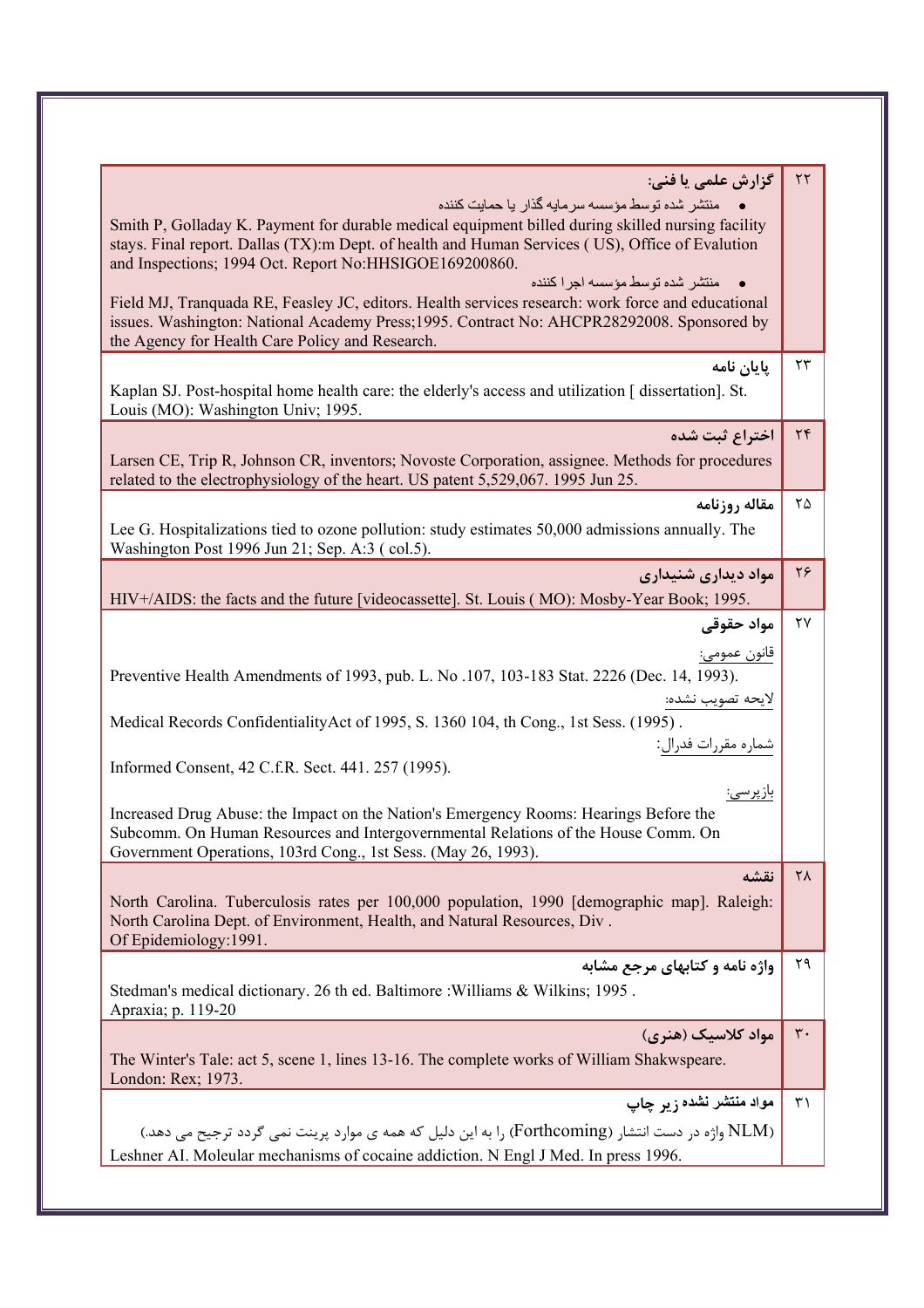| | |
|---|---|
| ۲۲ | **گزارش علمی یا فنی:**<br>• منتشر شده توسط مؤسسه سرمایه گذار یا حمایت کننده<br>Smith P, Golladay K. Payment for durable medical equipment billed during skilled nursing facility stays. Final report. Dallas (TX):m Dept. of health and Human Services ( US), Office of Evalution and Inspections; 1994 Oct. Report No:HHSIGOE169200860.<br>• منتشر شده توسط مؤسسه اجرا کننده<br>Field MJ, Tranquada RE, Feasley JC, editors. Health services research: work force and educational issues. Washington: National Academy Press;1995. Contract No: AHCPR28292008. Sponsored by the Agency for Health Care Policy and Research. |
| ۲۳ | **پایان نامه**<br>Kaplan SJ. Post-hospital home health care: the elderly's access and utilization [ dissertation]. St. Louis (MO): Washington Univ; 1995. |
| ۲۴ | **اختراع ثبت شده**<br>Larsen CE, Trip R, Johnson CR, inventors; Novoste Corporation, assignee. Methods for procedures related to the electrophysiology of the heart. US patent 5,529,067. 1995 Jun 25. |
| ۲۵ | **مقاله روزنامه**<br>Lee G. Hospitalizations tied to ozone pollution: study estimates 50,000 admissions annually. The Washington Post 1996 Jun 21; Sep. A:3 ( col.5). |
| ۲۶ | **مواد دیداری شنیداری**<br>HIV+/AIDS: the facts and the future [videocassette]. St. Louis ( MO): Mosby-Year Book; 1995. |
| ۲۷ | **مواد حقوقی**<br>قانون عمومی:<br>Preventive Health Amendments of 1993, pub. L. No .107, 103-183 Stat. 2226 (Dec. 14, 1993).<br>لایحه تصویب نشده:<br>Medical Records ConfidentialityAct of 1995, S. 1360 104, th Cong., 1st Sess. (1995) .<br>شماره مقررات فدرال:<br>Informed Consent, 42 C.f.R. Sect. 441. 257 (1995).<br>بازپرسی:<br>Increased Drug Abuse: the Impact on the Nation's Emergency Rooms: Hearings Before the Subcomm. On Human Resources and Intergovernmental Relations of the House Comm. On Government Operations, 103rd Cong., 1st Sess. (May 26, 1993). |
| ۲۸ | **نقشه**<br>North Carolina. Tuberculosis rates per 100,000 population, 1990 [demographic map]. Raleigh: North Carolina Dept. of Environment, Health, and Natural Resources, Div . Of Epidemiology:1991. |
| ۲۹ | **واژه نامه و کتابهای مرجع مشابه**<br>Stedman's medical dictionary. 26 th ed. Baltimore :Williams & Wilkins; 1995 . Apraxia; p. 119-20 |
| ۳۰ | **مواد کلاسیک (هنری)**<br>The Winter's Tale: act 5, scene 1, lines 13-16. The complete works of William Shakwspeare. London: Rex; 1973. |
| ۳۱ | **مواد منتشر نشده زیر چاپ**<br>(NLM واژه در دست انتشار (Forthcoming) را به این دلیل که همه ی موارد پرینت نمی گردد ترجیح می دهد.)<br>Leshner AI. Moleular mechanisms of cocaine addiction. N Engl J Med. In press 1996. |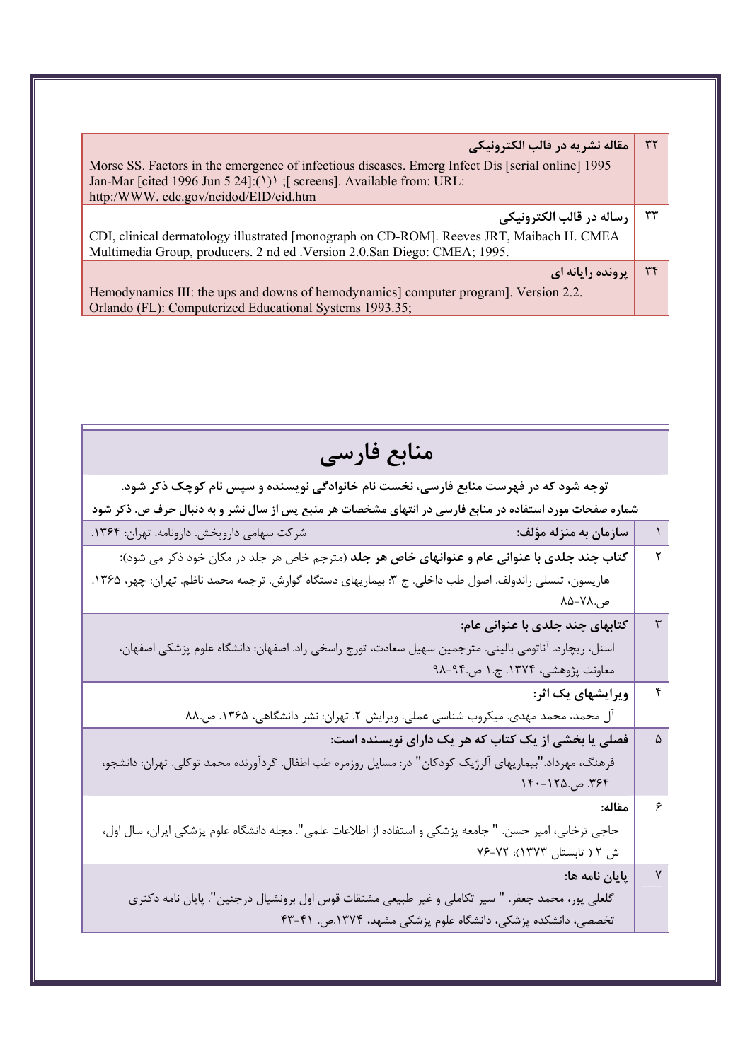| ۳۲ | **مقاله نشریه در قالب الکترونیکی**<br>Morse SS. Factors in the emergence of infectious diseases. Emerg Infect Dis [serial online] 1995 Jan-Mar [cited 1996 Jun 5 24]:(۱)۱ ;[ screens]. Available from: URL: http:/WWW. cdc.gov/ncidod/EID/eid.htm |
|---|---|
| ۳۳ | **رساله در قالب الکترونیکی**<br>CDI, clinical dermatology illustrated [monograph on CD-ROM]. Reeves JRT, Maibach H. CMEA Multimedia Group, producers. 2 nd ed .Version 2.0.San Diego: CMEA; 1995. |
| ۳۴ | **پرونده رایانه ای**<br>Hemodynamics III: the ups and downs of hemodynamics] computer program]. Version 2.2. Orlando (FL): Computerized Educational Systems 1993.35; |

# منابع فارسی

**توجه شود که در فهرست منابع فارسی، نخست نام خانوادگی نویسنده و سپس نام کوچک ذکر شود.**

**شماره صفحات مورد استفاده در منابع فارسی در انتهای مشخصات هر منبع پس از سال نشر و به دنبال حرف ص. ذکر شود**

| ۱ | **سازمان به منزله مؤلف:** شرکت سهامی داروپخش. دارونامه. تهران: ۱۳۶۴. |
|---|---|
| ۲ | **کتاب چند جلدی با عنوانی عام و عنوانهای خاص هر جلد** (مترجم خاص هر جلد در مکان خود ذکر می شود):<br>هاریسون، تنسلی راندولف. اصول طب داخلی. ج ۳: بیماریهای دستگاه گوارش. ترجمه محمد ناظم. تهران: چهر، ۱۳۶۵. ص.۷۸-۸۵ |
| ۳ | **کتابهای چند جلدی با عنوانی عام:**<br>اسنل، ریچارد. آناتومی بالینی. مترجمین سهیل سعادت، تورج راسخی راد. اصفهان: دانشگاه علوم پزشکی اصفهان، معاونت پژوهشی، ۱۳۷۴. ج.۱ ص.۹۴-۹۸ |
| ۴ | **ویرایشهای یک اثر:**<br>آل محمد، محمد مهدی. میکروب شناسی عملی. ویرایش ۲. تهران: نشر دانشگاهی، ۱۳۶۵. ص.۸۸ |
| ۵ | **فصلی یا بخشی از یک کتاب که هر یک دارای نویسنده است:**<br>فرهنگ، مهرداد."بیماریهای آلرژیک کودکان" در: مسایل روزمره طب اطفال. گردآورنده محمد توکلی. تهران: دانشجو، ۳۶۴. ص.۱۲۵-۱۴۰ |
| ۶ | **مقاله:**<br>حاجی ترخانی، امیر حسن. " جامعه پزشکی و استفاده از اطلاعات علمی". مجله دانشگاه علوم پزشکی ایران، سال اول، ش ۲ ( تابستان ۱۳۷۳): ۷۲-۷۶ |
| ۷ | **پایان نامه ها:**<br>گلعلی پور، محمد جعفر. " سیر تکاملی و غیر طبیعی مشتقات قوس اول برونشیال درجنین". پایان نامه دکتری تخصصی، دانشکده پزشکی، دانشگاه علوم پزشکی مشهد، ۱۳۷۴.ص. ۴۱-۴۳ |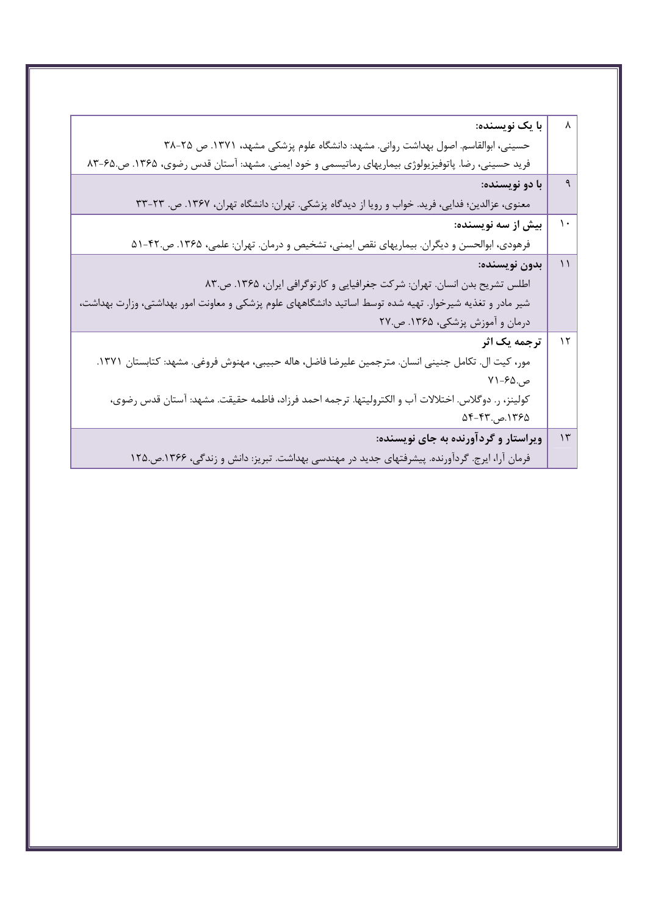| | |
|---|---|
| ۸ | **با یک نویسنده:**<br>حسینی، ابوالقاسم. اصول بهداشت روانی. مشهد: دانشگاه علوم پزشکی مشهد، ۱۳۷۱. ص ۲۵-۳۸<br>فرید حسینی، رضا. پاتوفیزیولوژی بیماریهای رماتیسمی و خود ایمنی. مشهد: آستان قدس رضوی، ۱۳۶۵. ص.۶۵-۸۳ |
| ۹ | **با دو نویسنده:**<br>معنوی، عزالدین؛ فدایی، فرید. خواب و رویا از دیدگاه پزشکی. تهران: دانشگاه تهران، ۱۳۶۷. ص. ۲۳-۳۳ |
| ۱۰ | **بیش از سه نویسنده:**<br>فرهودی، ابوالحسن و دیگران. بیماریهای نقص ایمنی، تشخیص و درمان. تهران: علمی، ۱۳۶۵. ص.۴۲-۵۱ |
| ۱۱ | **بدون نویسنده:**<br>اطلس تشریح بدن انسان. تهران: شرکت جغرافیایی و کارتوگرافی ایران، ۱۳۶۵. ص.۸۳<br>شیر مادر و تغذیه شیرخوار. تهیه شده توسط اساتید دانشگاههای علوم پزشکی و معاونت امور بهداشتی، وزارت بهداشت، درمان و آموزش پزشکی، ۱۳۶۵. ص.۲۷ |
| ۱۲ | **ترجمه یک اثر**<br>مور، کیت ال. تکامل جنینی انسان. مترجمین علیرضا فاضل، هاله حبیبی، مهنوش فروغی. مشهد: کتابستان ۱۳۷۱. ص.۶۵-۷۱<br>کولینز، ر. دوگلاس. اختلالات آب و الکترولیتها. ترجمه احمد فرزاد، فاطمه حقیقت. مشهد: آستان قدس رضوی، ۱۳۶۵.ص.۴۳-۵۴ |
| ۱۳ | **ویراستار و گردآورنده به جای نویسنده:**<br>فرمان آرا، ایرج. گردآورنده. پیشرفتهای جدید در مهندسی بهداشت. تبریز: دانش و زندگی، ۱۳۶۶.ص.۱۲۵ |